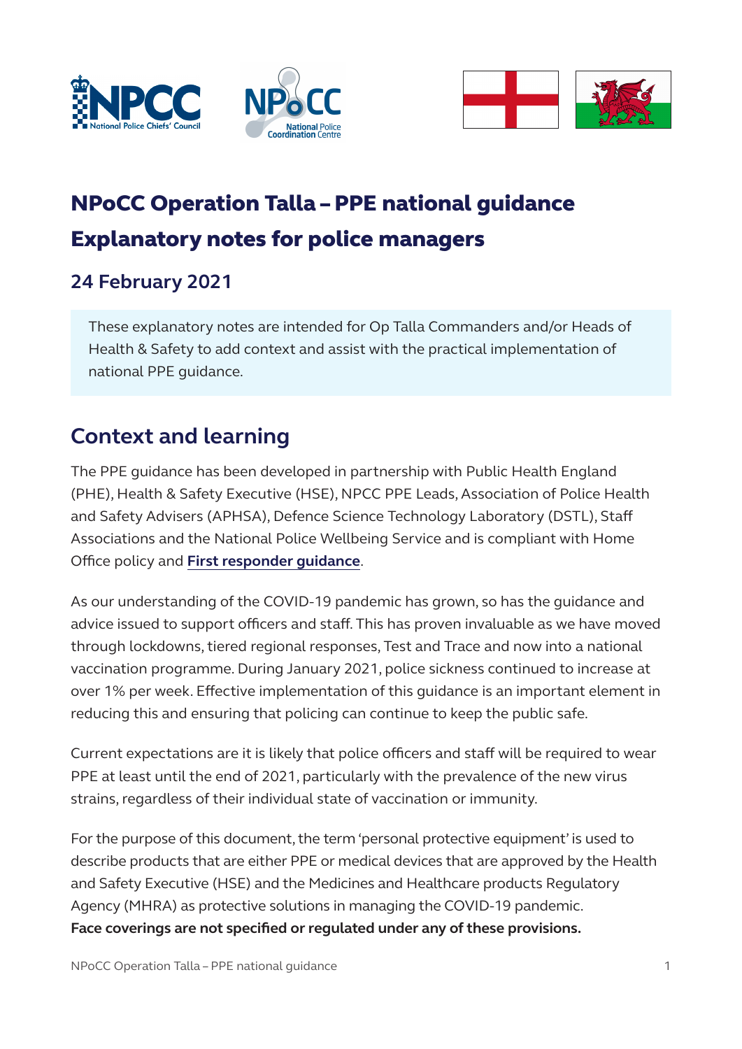# NPoCC Operation Talla – PPE national guidance
# Explanatory notes for police managers

## 24 February 2021

These explanatory notes are intended for Op Talla Commanders and/or Heads of Health & Safety to add context and assist with the practical implementation of national PPE guidance.

## Context and learning

The PPE guidance has been developed in partnership with Public Health England (PHE), Health & Safety Executive (HSE), NPCC PPE Leads, Association of Police Health and Safety Advisers (APHSA), Defence Science Technology Laboratory (DSTL), Staff Associations and the National Police Wellbeing Service and is compliant with Home Office policy and **First responder guidance**.

As our understanding of the COVID-19 pandemic has grown, so has the guidance and advice issued to support officers and staff. This has proven invaluable as we have moved through lockdowns, tiered regional responses, Test and Trace and now into a national vaccination programme. During January 2021, police sickness continued to increase at over 1% per week. Effective implementation of this guidance is an important element in reducing this and ensuring that policing can continue to keep the public safe.

Current expectations are it is likely that police officers and staff will be required to wear PPE at least until the end of 2021, particularly with the prevalence of the new virus strains, regardless of their individual state of vaccination or immunity.

For the purpose of this document, the term 'personal protective equipment' is used to describe products that are either PPE or medical devices that are approved by the Health and Safety Executive (HSE) and the Medicines and Healthcare products Regulatory Agency (MHRA) as protective solutions in managing the COVID-19 pandemic. **Face coverings are not specified or regulated under any of these provisions.**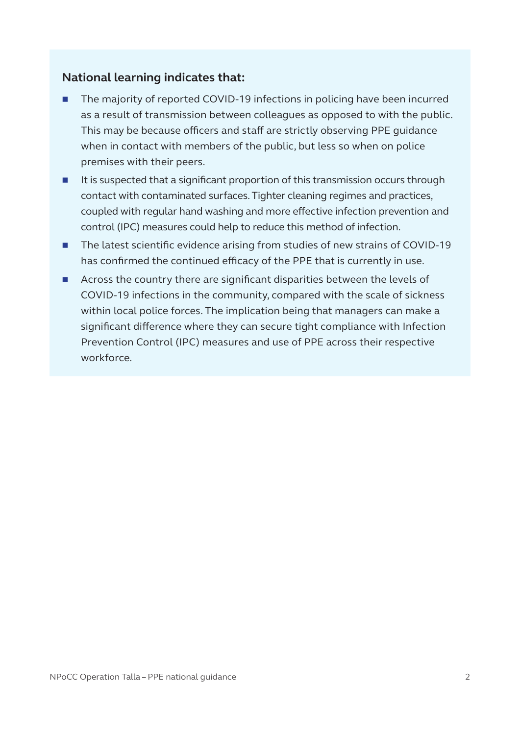**National learning indicates that:**

- The majority of reported COVID-19 infections in policing have been incurred as a result of transmission between colleagues as opposed to with the public. This may be because officers and staff are strictly observing PPE guidance when in contact with members of the public, but less so when on police premises with their peers.
- It is suspected that a significant proportion of this transmission occurs through contact with contaminated surfaces. Tighter cleaning regimes and practices, coupled with regular hand washing and more effective infection prevention and control (IPC) measures could help to reduce this method of infection.
- The latest scientific evidence arising from studies of new strains of COVID-19 has confirmed the continued efficacy of the PPE that is currently in use.
- Across the country there are significant disparities between the levels of COVID-19 infections in the community, compared with the scale of sickness within local police forces. The implication being that managers can make a significant difference where they can secure tight compliance with Infection Prevention Control (IPC) measures and use of PPE across their respective workforce.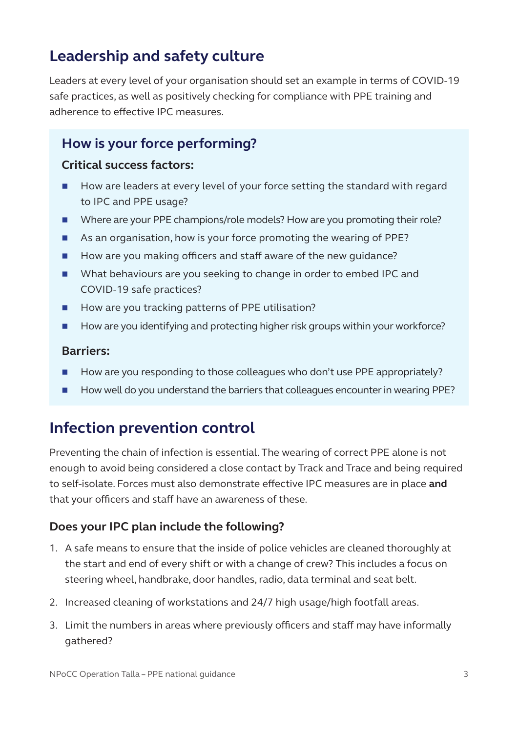## Leadership and safety culture

Leaders at every level of your organisation should set an example in terms of COVID-19 safe practices, as well as positively checking for compliance with PPE training and adherence to effective IPC measures.

### How is your force performing?

**Critical success factors:**

- How are leaders at every level of your force setting the standard with regard to IPC and PPE usage?
- Where are your PPE champions/role models? How are you promoting their role?
- As an organisation, how is your force promoting the wearing of PPE?
- How are you making officers and staff aware of the new guidance?
- What behaviours are you seeking to change in order to embed IPC and COVID-19 safe practices?
- How are you tracking patterns of PPE utilisation?
- How are you identifying and protecting higher risk groups within your workforce?

**Barriers:**

- How are you responding to those colleagues who don't use PPE appropriately?
- How well do you understand the barriers that colleagues encounter in wearing PPE?

## Infection prevention control

Preventing the chain of infection is essential. The wearing of correct PPE alone is not enough to avoid being considered a close contact by Track and Trace and being required to self-isolate. Forces must also demonstrate effective IPC measures are in place **and** that your officers and staff have an awareness of these.

### Does your IPC plan include the following?

1. A safe means to ensure that the inside of police vehicles are cleaned thoroughly at the start and end of every shift or with a change of crew? This includes a focus on steering wheel, handbrake, door handles, radio, data terminal and seat belt.
2. Increased cleaning of workstations and 24/7 high usage/high footfall areas.
3. Limit the numbers in areas where previously officers and staff may have informally gathered?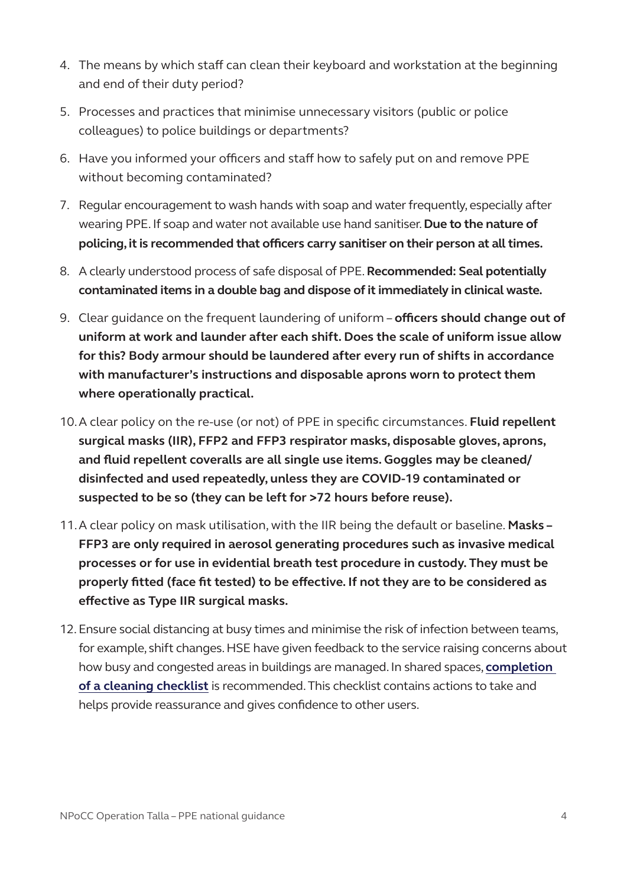4. The means by which staff can clean their keyboard and workstation at the beginning and end of their duty period?
5. Processes and practices that minimise unnecessary visitors (public or police colleagues) to police buildings or departments?
6. Have you informed your officers and staff how to safely put on and remove PPE without becoming contaminated?
7. Regular encouragement to wash hands with soap and water frequently, especially after wearing PPE. If soap and water not available use hand sanitiser. **Due to the nature of policing, it is recommended that officers carry sanitiser on their person at all times.**
8. A clearly understood process of safe disposal of PPE. **Recommended: Seal potentially contaminated items in a double bag and dispose of it immediately in clinical waste.**
9. Clear guidance on the frequent laundering of uniform – **officers should change out of uniform at work and launder after each shift. Does the scale of uniform issue allow for this? Body armour should be laundered after every run of shifts in accordance with manufacturer's instructions and disposable aprons worn to protect them where operationally practical.**
10. A clear policy on the re-use (or not) of PPE in specific circumstances. **Fluid repellent surgical masks (IIR), FFP2 and FFP3 respirator masks, disposable gloves, aprons, and fluid repellent coveralls are all single use items. Goggles may be cleaned/disinfected and used repeatedly, unless they are COVID-19 contaminated or suspected to be so (they can be left for >72 hours before reuse).**
11. A clear policy on mask utilisation, with the IIR being the default or baseline. **Masks – FFP3 are only required in aerosol generating procedures such as invasive medical processes or for use in evidential breath test procedure in custody. They must be properly fitted (face fit tested) to be effective. If not they are to be considered as effective as Type IIR surgical masks.**
12. Ensure social distancing at busy times and minimise the risk of infection between teams, for example, shift changes. HSE have given feedback to the service raising concerns about how busy and congested areas in buildings are managed. In shared spaces, **completion of a cleaning checklist** is recommended. This checklist contains actions to take and helps provide reassurance and gives confidence to other users.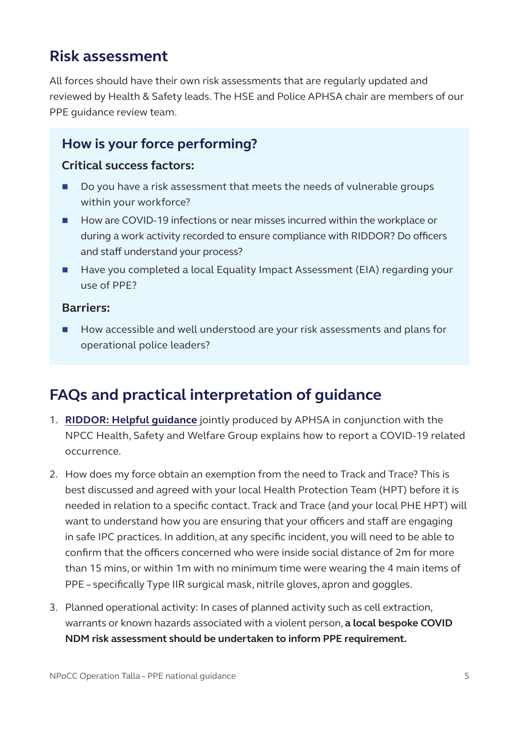## Risk assessment

All forces should have their own risk assessments that are regularly updated and reviewed by Health & Safety leads. The HSE and Police APHSA chair are members of our PPE guidance review team.

### How is your force performing?

**Critical success factors:**

- Do you have a risk assessment that meets the needs of vulnerable groups within your workforce?
- How are COVID-19 infections or near misses incurred within the workplace or during a work activity recorded to ensure compliance with RIDDOR? Do officers and staff understand your process?
- Have you completed a local Equality Impact Assessment (EIA) regarding your use of PPE?

**Barriers:**

- How accessible and well understood are your risk assessments and plans for operational police leaders?

## FAQs and practical interpretation of guidance

1. **RIDDOR: Helpful guidance** jointly produced by APHSA in conjunction with the NPCC Health, Safety and Welfare Group explains how to report a COVID-19 related occurrence.
2. How does my force obtain an exemption from the need to Track and Trace? This is best discussed and agreed with your local Health Protection Team (HPT) before it is needed in relation to a specific contact. Track and Trace (and your local PHE HPT) will want to understand how you are ensuring that your officers and staff are engaging in safe IPC practices. In addition, at any specific incident, you will need to be able to confirm that the officers concerned who were inside social distance of 2m for more than 15 mins, or within 1m with no minimum time were wearing the 4 main items of PPE – specifically Type IIR surgical mask, nitrile gloves, apron and goggles.
3. Planned operational activity: In cases of planned activity such as cell extraction, warrants or known hazards associated with a violent person, **a local bespoke COVID NDM risk assessment should be undertaken to inform PPE requirement.**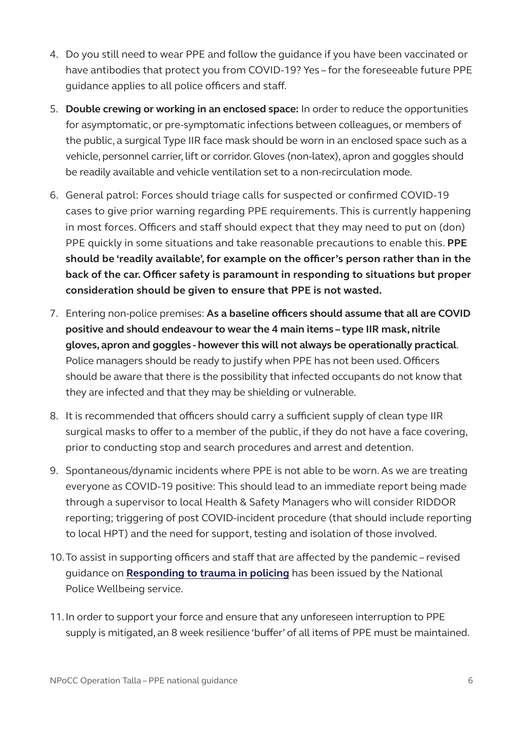4. Do you still need to wear PPE and follow the guidance if you have been vaccinated or have antibodies that protect you from COVID-19? Yes – for the foreseeable future PPE guidance applies to all police officers and staff.

5. **Double crewing or working in an enclosed space:** In order to reduce the opportunities for asymptomatic, or pre-symptomatic infections between colleagues, or members of the public, a surgical Type IIR face mask should be worn in an enclosed space such as a vehicle, personnel carrier, lift or corridor. Gloves (non-latex), apron and goggles should be readily available and vehicle ventilation set to a non-recirculation mode.

6. General patrol: Forces should triage calls for suspected or confirmed COVID-19 cases to give prior warning regarding PPE requirements. This is currently happening in most forces. Officers and staff should expect that they may need to put on (don) PPE quickly in some situations and take reasonable precautions to enable this. **PPE should be 'readily available', for example on the officer's person rather than in the back of the car. Officer safety is paramount in responding to situations but proper consideration should be given to ensure that PPE is not wasted.**

7. Entering non-police premises: **As a baseline officers should assume that all are COVID positive and should endeavour to wear the 4 main items – type IIR mask, nitrile gloves, apron and goggles - however this will not always be operationally practical**. Police managers should be ready to justify when PPE has not been used. Officers should be aware that there is the possibility that infected occupants do not know that they are infected and that they may be shielding or vulnerable.

8. It is recommended that officers should carry a sufficient supply of clean type IIR surgical masks to offer to a member of the public, if they do not have a face covering, prior to conducting stop and search procedures and arrest and detention.

9. Spontaneous/dynamic incidents where PPE is not able to be worn. As we are treating everyone as COVID-19 positive: This should lead to an immediate report being made through a supervisor to local Health & Safety Managers who will consider RIDDOR reporting; triggering of post COVID-incident procedure (that should include reporting to local HPT) and the need for support, testing and isolation of those involved.

10. To assist in supporting officers and staff that are affected by the pandemic – revised guidance on **Responding to trauma in policing** has been issued by the National Police Wellbeing service.

11. In order to support your force and ensure that any unforeseen interruption to PPE supply is mitigated, an 8 week resilience 'buffer' of all items of PPE must be maintained.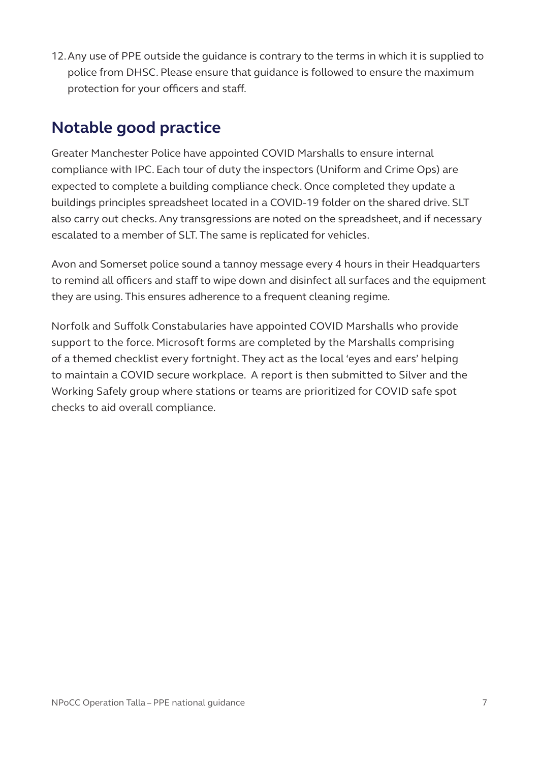12. Any use of PPE outside the guidance is contrary to the terms in which it is supplied to police from DHSC. Please ensure that guidance is followed to ensure the maximum protection for your officers and staff.

## Notable good practice

Greater Manchester Police have appointed COVID Marshalls to ensure internal compliance with IPC. Each tour of duty the inspectors (Uniform and Crime Ops) are expected to complete a building compliance check. Once completed they update a buildings principles spreadsheet located in a COVID-19 folder on the shared drive. SLT also carry out checks. Any transgressions are noted on the spreadsheet, and if necessary escalated to a member of SLT. The same is replicated for vehicles.

Avon and Somerset police sound a tannoy message every 4 hours in their Headquarters to remind all officers and staff to wipe down and disinfect all surfaces and the equipment they are using. This ensures adherence to a frequent cleaning regime.

Norfolk and Suffolk Constabularies have appointed COVID Marshalls who provide support to the force. Microsoft forms are completed by the Marshalls comprising of a themed checklist every fortnight. They act as the local 'eyes and ears' helping to maintain a COVID secure workplace. A report is then submitted to Silver and the Working Safely group where stations or teams are prioritized for COVID safe spot checks to aid overall compliance.